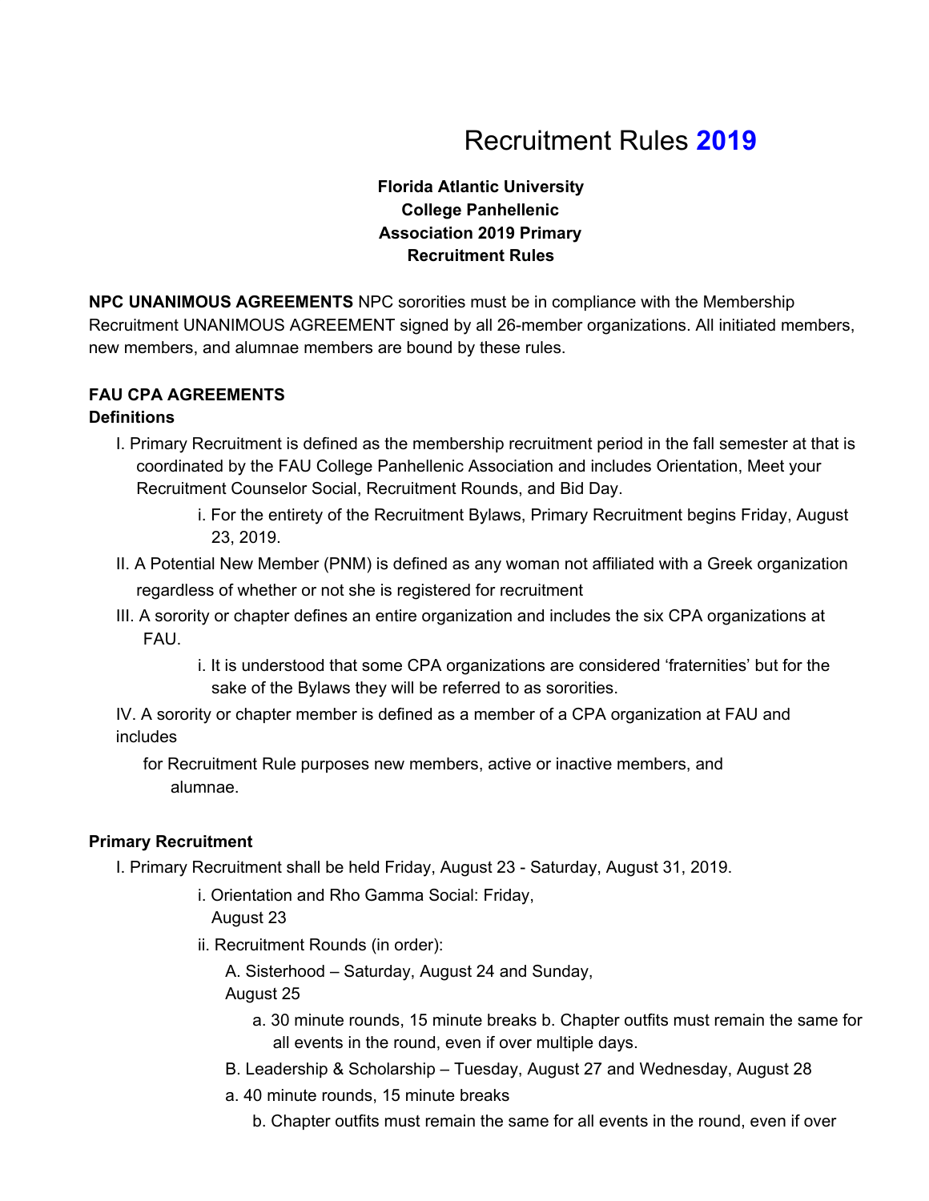# Recruitment Rules **2019**

**Florida Atlantic University College Panhellenic Association 2019 Primary Recruitment Rules**

**NPC UNANIMOUS AGREEMENTS** NPC sororities must be in compliance with the Membership Recruitment UNANIMOUS AGREEMENT signed by all 26-member organizations. All initiated members, new members, and alumnae members are bound by these rules.

**FAU CPA AGREEMENTS**

**Definitions**

I. Primary Recruitment is defined as the membership recruitment period in the fall semester at that is coordinated by the FAU College Panhellenic Association and includes Orientation, Meet your Recruitment Counselor Social, Recruitment Rounds, and Bid Day.

  i. For the entirety of the Recruitment Bylaws, Primary Recruitment begins Friday, August 23, 2019.

II. A Potential New Member (PNM) is defined as any woman not affiliated with a Greek organization regardless of whether or not she is registered for recruitment

III. A sorority or chapter defines an entire organization and includes the six CPA organizations at FAU.

  i. It is understood that some CPA organizations are considered 'fraternities' but for the sake of the Bylaws they will be referred to as sororities.

IV. A sorority or chapter member is defined as a member of a CPA organization at FAU and includes for Recruitment Rule purposes new members, active or inactive members, and alumnae.

**Primary Recruitment**

I. Primary Recruitment shall be held Friday, August 23 - Saturday, August 31, 2019.

  i. Orientation and Rho Gamma Social: Friday, August 23

  ii. Recruitment Rounds (in order):

    A. Sisterhood – Saturday, August 24 and Sunday, August 25

      a. 30 minute rounds, 15 minute breaks b. Chapter outfits must remain the same for all events in the round, even if over multiple days.

    B. Leadership & Scholarship – Tuesday, August 27 and Wednesday, August 28

      a. 40 minute rounds, 15 minute breaks

      b. Chapter outfits must remain the same for all events in the round, even if over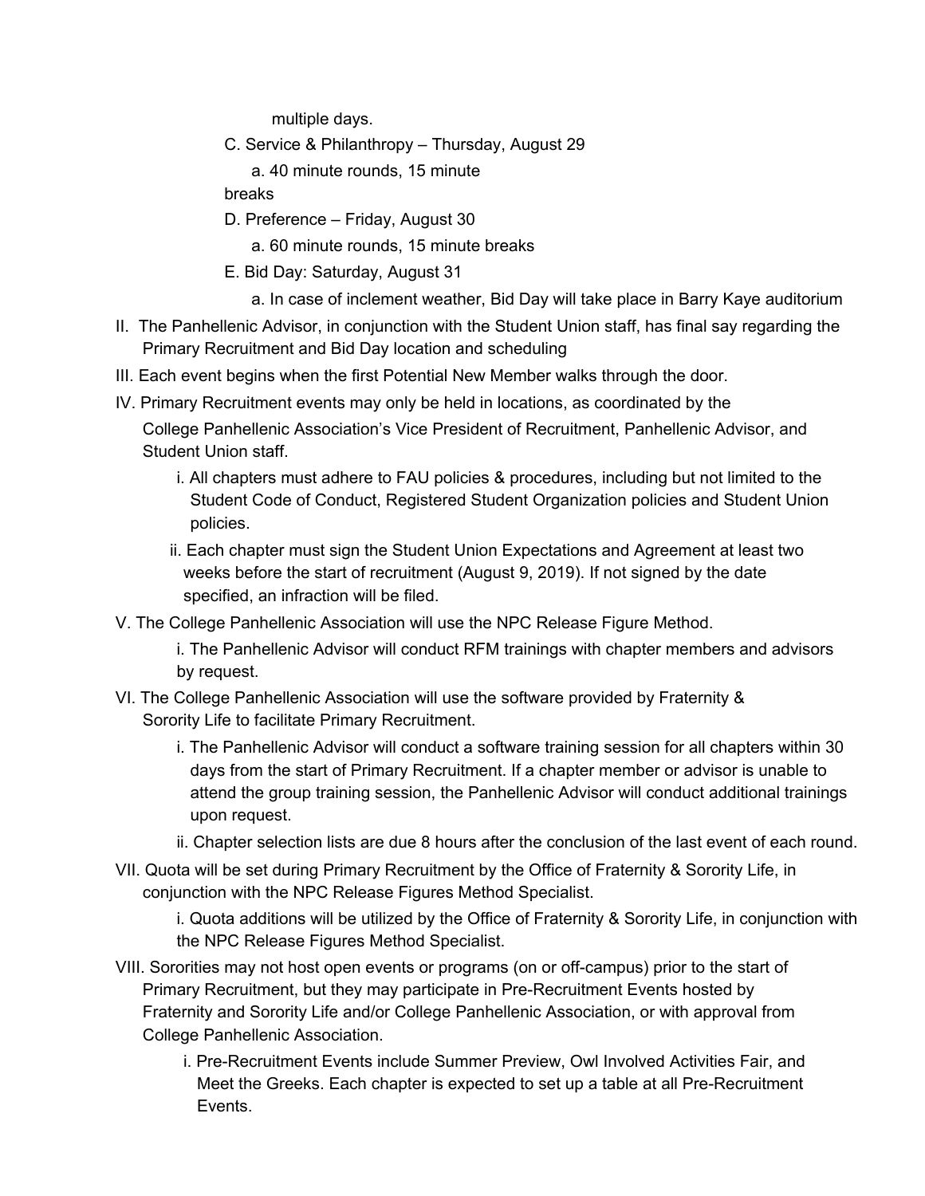multiple days.

C. Service & Philanthropy – Thursday, August 29

a. 40 minute rounds, 15 minute breaks

D. Preference – Friday, August 30

a. 60 minute rounds, 15 minute breaks

E. Bid Day: Saturday, August 31

a. In case of inclement weather, Bid Day will take place in Barry Kaye auditorium

II. The Panhellenic Advisor, in conjunction with the Student Union staff, has final say regarding the Primary Recruitment and Bid Day location and scheduling

III. Each event begins when the first Potential New Member walks through the door.

IV. Primary Recruitment events may only be held in locations, as coordinated by the College Panhellenic Association's Vice President of Recruitment, Panhellenic Advisor, and Student Union staff.

i. All chapters must adhere to FAU policies & procedures, including but not limited to the Student Code of Conduct, Registered Student Organization policies and Student Union policies.

ii. Each chapter must sign the Student Union Expectations and Agreement at least two weeks before the start of recruitment (August 9, 2019). If not signed by the date specified, an infraction will be filed.

V. The College Panhellenic Association will use the NPC Release Figure Method.

i. The Panhellenic Advisor will conduct RFM trainings with chapter members and advisors by request.

VI. The College Panhellenic Association will use the software provided by Fraternity & Sorority Life to facilitate Primary Recruitment.

i. The Panhellenic Advisor will conduct a software training session for all chapters within 30 days from the start of Primary Recruitment. If a chapter member or advisor is unable to attend the group training session, the Panhellenic Advisor will conduct additional trainings upon request.

ii. Chapter selection lists are due 8 hours after the conclusion of the last event of each round.

VII. Quota will be set during Primary Recruitment by the Office of Fraternity & Sorority Life, in conjunction with the NPC Release Figures Method Specialist.

i. Quota additions will be utilized by the Office of Fraternity & Sorority Life, in conjunction with the NPC Release Figures Method Specialist.

VIII. Sororities may not host open events or programs (on or off-campus) prior to the start of Primary Recruitment, but they may participate in Pre-Recruitment Events hosted by Fraternity and Sorority Life and/or College Panhellenic Association, or with approval from College Panhellenic Association.

i. Pre-Recruitment Events include Summer Preview, Owl Involved Activities Fair, and Meet the Greeks. Each chapter is expected to set up a table at all Pre-Recruitment Events.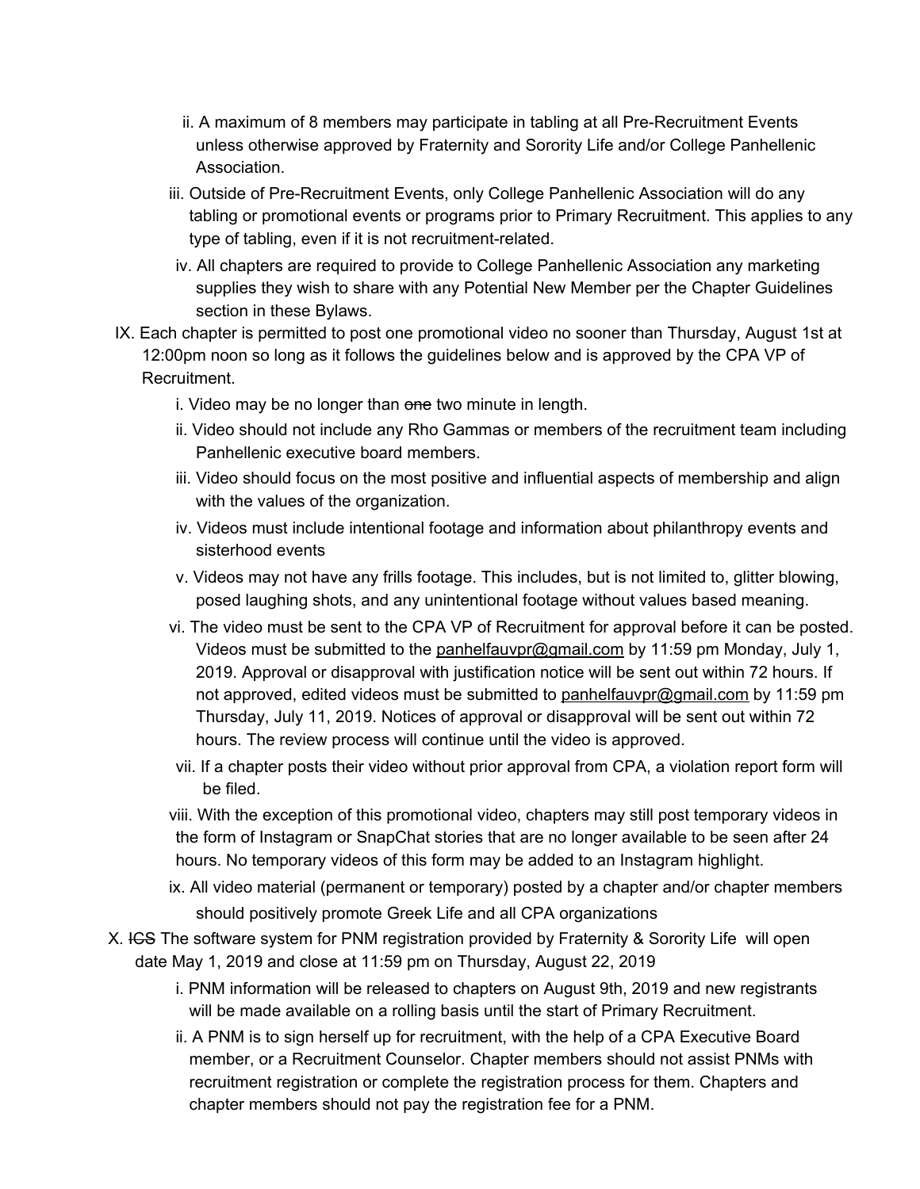ii. A maximum of 8 members may participate in tabling at all Pre-Recruitment Events unless otherwise approved by Fraternity and Sorority Life and/or College Panhellenic Association.

iii. Outside of Pre-Recruitment Events, only College Panhellenic Association will do any tabling or promotional events or programs prior to Primary Recruitment. This applies to any type of tabling, even if it is not recruitment-related.

iv. All chapters are required to provide to College Panhellenic Association any marketing supplies they wish to share with any Potential New Member per the Chapter Guidelines section in these Bylaws.

IX. Each chapter is permitted to post one promotional video no sooner than Thursday, August 1st at 12:00pm noon so long as it follows the guidelines below and is approved by the CPA VP of Recruitment.

i. Video may be no longer than ~~one~~ two minute in length.

ii. Video should not include any Rho Gammas or members of the recruitment team including Panhellenic executive board members.

iii. Video should focus on the most positive and influential aspects of membership and align with the values of the organization.

iv. Videos must include intentional footage and information about philanthropy events and sisterhood events

v. Videos may not have any frills footage. This includes, but is not limited to, glitter blowing, posed laughing shots, and any unintentional footage without values based meaning.

vi. The video must be sent to the CPA VP of Recruitment for approval before it can be posted. Videos must be submitted to the panhelfauvpr@gmail.com by 11:59 pm Monday, July 1, 2019. Approval or disapproval with justification notice will be sent out within 72 hours. If not approved, edited videos must be submitted to panhelfauvpr@gmail.com by 11:59 pm Thursday, July 11, 2019. Notices of approval or disapproval will be sent out within 72 hours. The review process will continue until the video is approved.

vii. If a chapter posts their video without prior approval from CPA, a violation report form will be filed.

viii. With the exception of this promotional video, chapters may still post temporary videos in the form of Instagram or SnapChat stories that are no longer available to be seen after 24 hours. No temporary videos of this form may be added to an Instagram highlight.

ix. All video material (permanent or temporary) posted by a chapter and/or chapter members should positively promote Greek Life and all CPA organizations

X. ~~ICS~~ The software system for PNM registration provided by Fraternity & Sorority Life will open date May 1, 2019 and close at 11:59 pm on Thursday, August 22, 2019

i. PNM information will be released to chapters on August 9th, 2019 and new registrants will be made available on a rolling basis until the start of Primary Recruitment.

ii. A PNM is to sign herself up for recruitment, with the help of a CPA Executive Board member, or a Recruitment Counselor. Chapter members should not assist PNMs with recruitment registration or complete the registration process for them. Chapters and chapter members should not pay the registration fee for a PNM.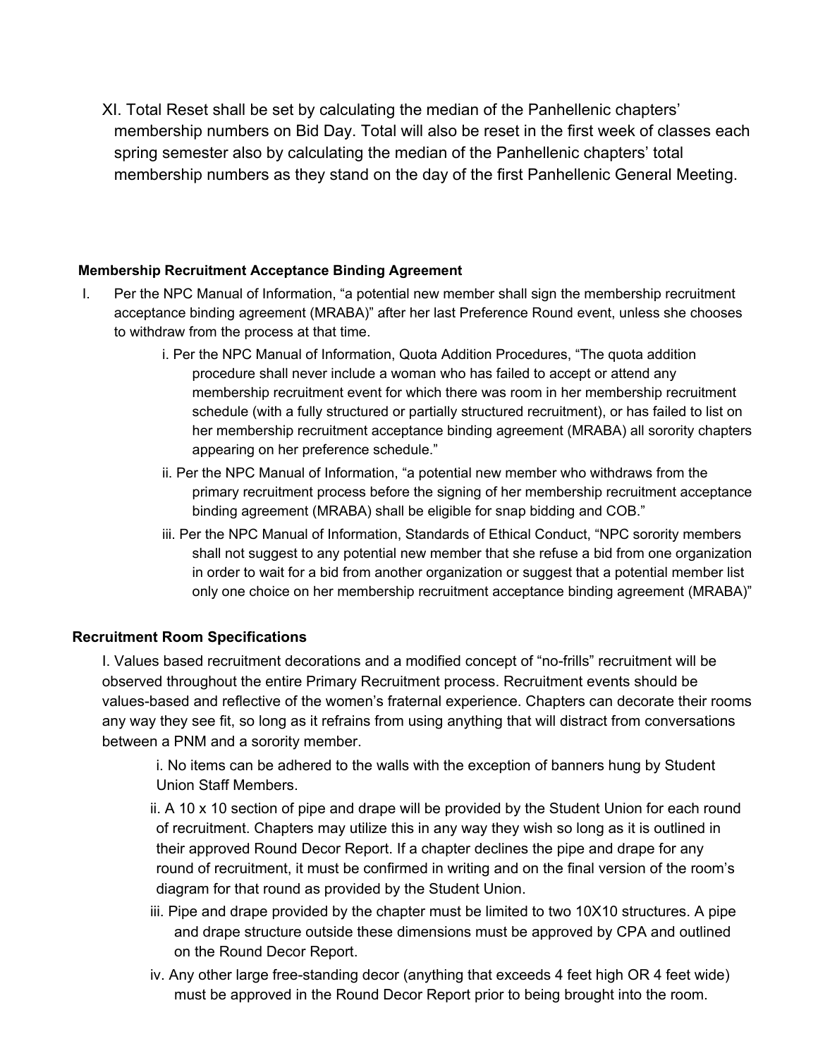XI. Total Reset shall be set by calculating the median of the Panhellenic chapters' membership numbers on Bid Day. Total will also be reset in the first week of classes each spring semester also by calculating the median of the Panhellenic chapters' total membership numbers as they stand on the day of the first Panhellenic General Meeting.

**Membership Recruitment Acceptance Binding Agreement**

I. Per the NPC Manual of Information, "a potential new member shall sign the membership recruitment acceptance binding agreement (MRABA)" after her last Preference Round event, unless she chooses to withdraw from the process at that time.

   i. Per the NPC Manual of Information, Quota Addition Procedures, "The quota addition procedure shall never include a woman who has failed to accept or attend any membership recruitment event for which there was room in her membership recruitment schedule (with a fully structured or partially structured recruitment), or has failed to list on her membership recruitment acceptance binding agreement (MRABA) all sorority chapters appearing on her preference schedule."

   ii. Per the NPC Manual of Information, "a potential new member who withdraws from the primary recruitment process before the signing of her membership recruitment acceptance binding agreement (MRABA) shall be eligible for snap bidding and COB."

   iii. Per the NPC Manual of Information, Standards of Ethical Conduct, "NPC sorority members shall not suggest to any potential new member that she refuse a bid from one organization in order to wait for a bid from another organization or suggest that a potential member list only one choice on her membership recruitment acceptance binding agreement (MRABA)"

**Recruitment Room Specifications**

I. Values based recruitment decorations and a modified concept of "no-frills" recruitment will be observed throughout the entire Primary Recruitment process. Recruitment events should be values-based and reflective of the women's fraternal experience. Chapters can decorate their rooms any way they see fit, so long as it refrains from using anything that will distract from conversations between a PNM and a sorority member.

   i. No items can be adhered to the walls with the exception of banners hung by Student Union Staff Members.

   ii. A 10 x 10 section of pipe and drape will be provided by the Student Union for each round of recruitment. Chapters may utilize this in any way they wish so long as it is outlined in their approved Round Decor Report. If a chapter declines the pipe and drape for any round of recruitment, it must be confirmed in writing and on the final version of the room's diagram for that round as provided by the Student Union.

   iii. Pipe and drape provided by the chapter must be limited to two 10X10 structures. A pipe and drape structure outside these dimensions must be approved by CPA and outlined on the Round Decor Report.

   iv. Any other large free-standing decor (anything that exceeds 4 feet high OR 4 feet wide) must be approved in the Round Decor Report prior to being brought into the room.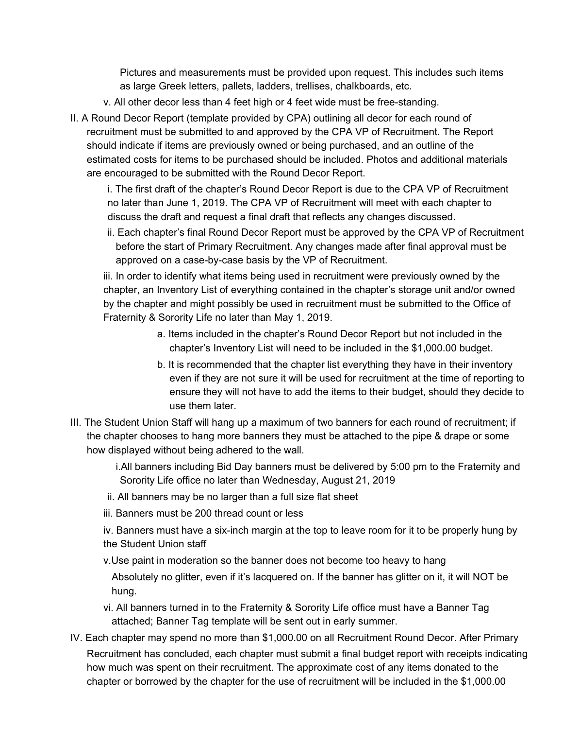Pictures and measurements must be provided upon request. This includes such items as large Greek letters, pallets, ladders, trellises, chalkboards, etc.

v. All other decor less than 4 feet high or 4 feet wide must be free-standing.

II. A Round Decor Report (template provided by CPA) outlining all decor for each round of recruitment must be submitted to and approved by the CPA VP of Recruitment. The Report should indicate if items are previously owned or being purchased, and an outline of the estimated costs for items to be purchased should be included. Photos and additional materials are encouraged to be submitted with the Round Decor Report.

i. The first draft of the chapter's Round Decor Report is due to the CPA VP of Recruitment no later than June 1, 2019. The CPA VP of Recruitment will meet with each chapter to discuss the draft and request a final draft that reflects any changes discussed.

ii. Each chapter's final Round Decor Report must be approved by the CPA VP of Recruitment before the start of Primary Recruitment. Any changes made after final approval must be approved on a case-by-case basis by the VP of Recruitment.

iii. In order to identify what items being used in recruitment were previously owned by the chapter, an Inventory List of everything contained in the chapter's storage unit and/or owned by the chapter and might possibly be used in recruitment must be submitted to the Office of Fraternity & Sorority Life no later than May 1, 2019.

a. Items included in the chapter's Round Decor Report but not included in the chapter's Inventory List will need to be included in the $1,000.00 budget.

b. It is recommended that the chapter list everything they have in their inventory even if they are not sure it will be used for recruitment at the time of reporting to ensure they will not have to add the items to their budget, should they decide to use them later.

III. The Student Union Staff will hang up a maximum of two banners for each round of recruitment; if the chapter chooses to hang more banners they must be attached to the pipe & drape or some how displayed without being adhered to the wall.

i.All banners including Bid Day banners must be delivered by 5:00 pm to the Fraternity and Sorority Life office no later than Wednesday, August 21, 2019

ii. All banners may be no larger than a full size flat sheet

iii. Banners must be 200 thread count or less

iv. Banners must have a six-inch margin at the top to leave room for it to be properly hung by the Student Union staff

v.Use paint in moderation so the banner does not become too heavy to hang

Absolutely no glitter, even if it's lacquered on. If the banner has glitter on it, it will NOT be hung.

vi. All banners turned in to the Fraternity & Sorority Life office must have a Banner Tag attached; Banner Tag template will be sent out in early summer.

IV. Each chapter may spend no more than $1,000.00 on all Recruitment Round Decor. After Primary Recruitment has concluded, each chapter must submit a final budget report with receipts indicating how much was spent on their recruitment. The approximate cost of any items donated to the chapter or borrowed by the chapter for the use of recruitment will be included in the $1,000.00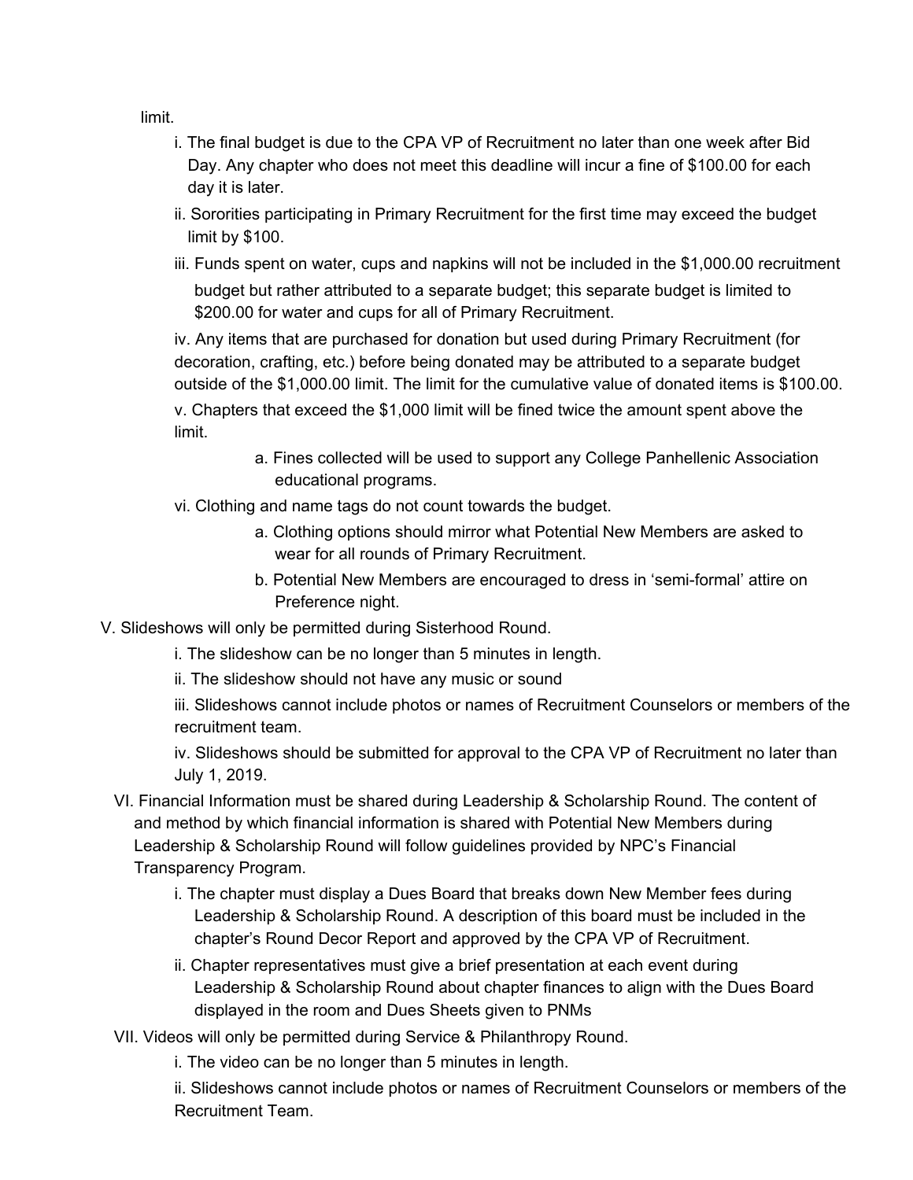limit.

i. The final budget is due to the CPA VP of Recruitment no later than one week after Bid Day. Any chapter who does not meet this deadline will incur a fine of $100.00 for each day it is later.

ii. Sororities participating in Primary Recruitment for the first time may exceed the budget limit by $100.

iii. Funds spent on water, cups and napkins will not be included in the $1,000.00 recruitment budget but rather attributed to a separate budget; this separate budget is limited to $200.00 for water and cups for all of Primary Recruitment.

iv. Any items that are purchased for donation but used during Primary Recruitment (for decoration, crafting, etc.) before being donated may be attributed to a separate budget outside of the $1,000.00 limit. The limit for the cumulative value of donated items is $100.00.

v. Chapters that exceed the $1,000 limit will be fined twice the amount spent above the limit.

a. Fines collected will be used to support any College Panhellenic Association educational programs.

vi. Clothing and name tags do not count towards the budget.

a. Clothing options should mirror what Potential New Members are asked to wear for all rounds of Primary Recruitment.

b. Potential New Members are encouraged to dress in 'semi-formal' attire on Preference night.

V. Slideshows will only be permitted during Sisterhood Round.

i. The slideshow can be no longer than 5 minutes in length.

ii. The slideshow should not have any music or sound

iii. Slideshows cannot include photos or names of Recruitment Counselors or members of the recruitment team.

iv. Slideshows should be submitted for approval to the CPA VP of Recruitment no later than July 1, 2019.

VI. Financial Information must be shared during Leadership & Scholarship Round. The content of and method by which financial information is shared with Potential New Members during Leadership & Scholarship Round will follow guidelines provided by NPC's Financial Transparency Program.

i. The chapter must display a Dues Board that breaks down New Member fees during Leadership & Scholarship Round. A description of this board must be included in the chapter's Round Decor Report and approved by the CPA VP of Recruitment.

ii. Chapter representatives must give a brief presentation at each event during Leadership & Scholarship Round about chapter finances to align with the Dues Board displayed in the room and Dues Sheets given to PNMs

VII. Videos will only be permitted during Service & Philanthropy Round.

i. The video can be no longer than 5 minutes in length.

ii. Slideshows cannot include photos or names of Recruitment Counselors or members of the Recruitment Team.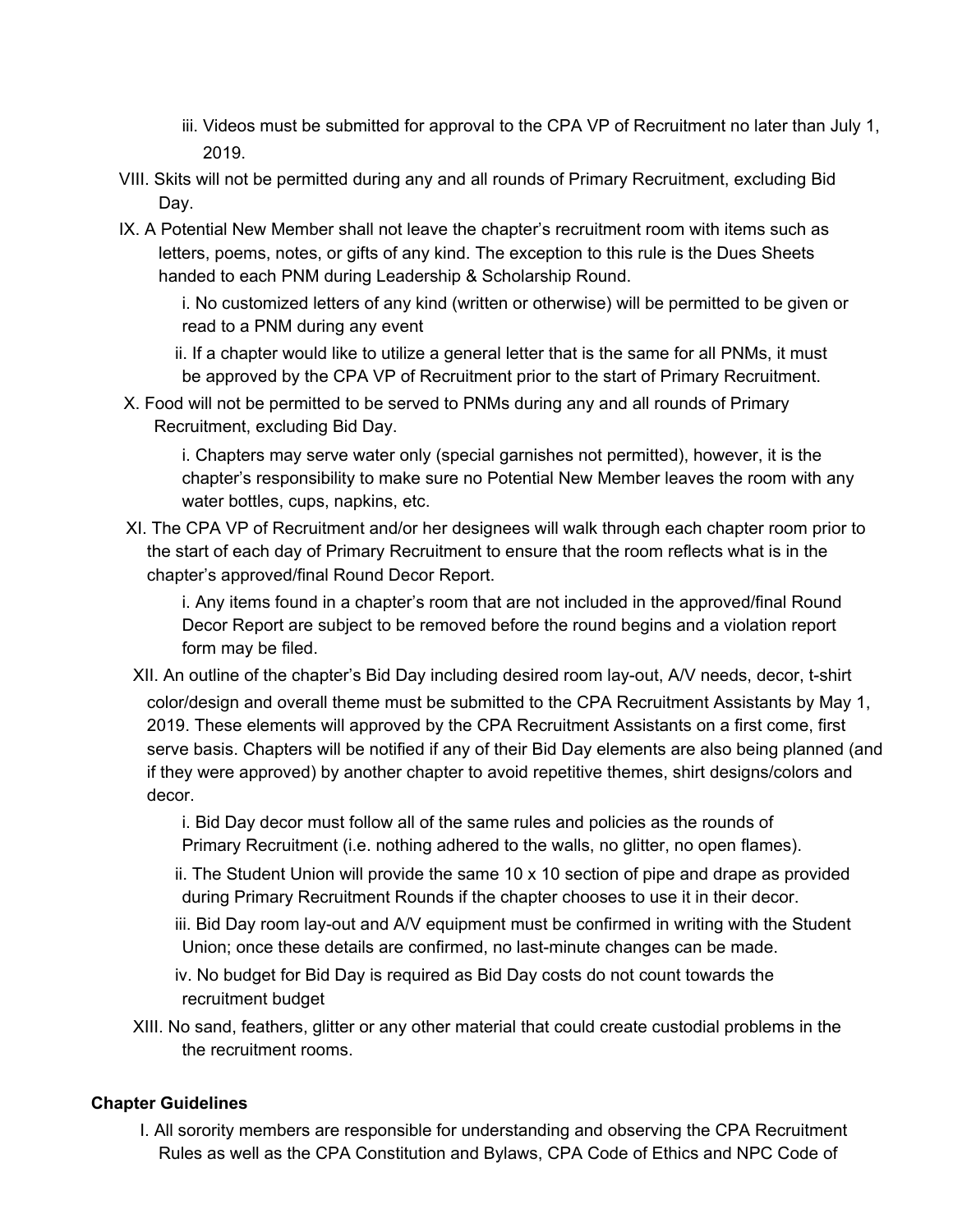iii. Videos must be submitted for approval to the CPA VP of Recruitment no later than July 1, 2019.

VIII. Skits will not be permitted during any and all rounds of Primary Recruitment, excluding Bid Day.

IX. A Potential New Member shall not leave the chapter's recruitment room with items such as letters, poems, notes, or gifts of any kind. The exception to this rule is the Dues Sheets handed to each PNM during Leadership & Scholarship Round.

   i. No customized letters of any kind (written or otherwise) will be permitted to be given or read to a PNM during any event

   ii. If a chapter would like to utilize a general letter that is the same for all PNMs, it must be approved by the CPA VP of Recruitment prior to the start of Primary Recruitment.

X. Food will not be permitted to be served to PNMs during any and all rounds of Primary Recruitment, excluding Bid Day.

   i. Chapters may serve water only (special garnishes not permitted), however, it is the chapter's responsibility to make sure no Potential New Member leaves the room with any water bottles, cups, napkins, etc.

XI. The CPA VP of Recruitment and/or her designees will walk through each chapter room prior to the start of each day of Primary Recruitment to ensure that the room reflects what is in the chapter's approved/final Round Decor Report.

   i. Any items found in a chapter's room that are not included in the approved/final Round Decor Report are subject to be removed before the round begins and a violation report form may be filed.

XII. An outline of the chapter's Bid Day including desired room lay-out, A/V needs, decor, t-shirt color/design and overall theme must be submitted to the CPA Recruitment Assistants by May 1, 2019. These elements will approved by the CPA Recruitment Assistants on a first come, first serve basis. Chapters will be notified if any of their Bid Day elements are also being planned (and if they were approved) by another chapter to avoid repetitive themes, shirt designs/colors and decor.

   i. Bid Day decor must follow all of the same rules and policies as the rounds of Primary Recruitment (i.e. nothing adhered to the walls, no glitter, no open flames).

   ii. The Student Union will provide the same 10 x 10 section of pipe and drape as provided during Primary Recruitment Rounds if the chapter chooses to use it in their decor.

   iii. Bid Day room lay-out and A/V equipment must be confirmed in writing with the Student Union; once these details are confirmed, no last-minute changes can be made.

   iv. No budget for Bid Day is required as Bid Day costs do not count towards the recruitment budget

XIII. No sand, feathers, glitter or any other material that could create custodial problems in the the recruitment rooms.

**Chapter Guidelines**

I. All sorority members are responsible for understanding and observing the CPA Recruitment Rules as well as the CPA Constitution and Bylaws, CPA Code of Ethics and NPC Code of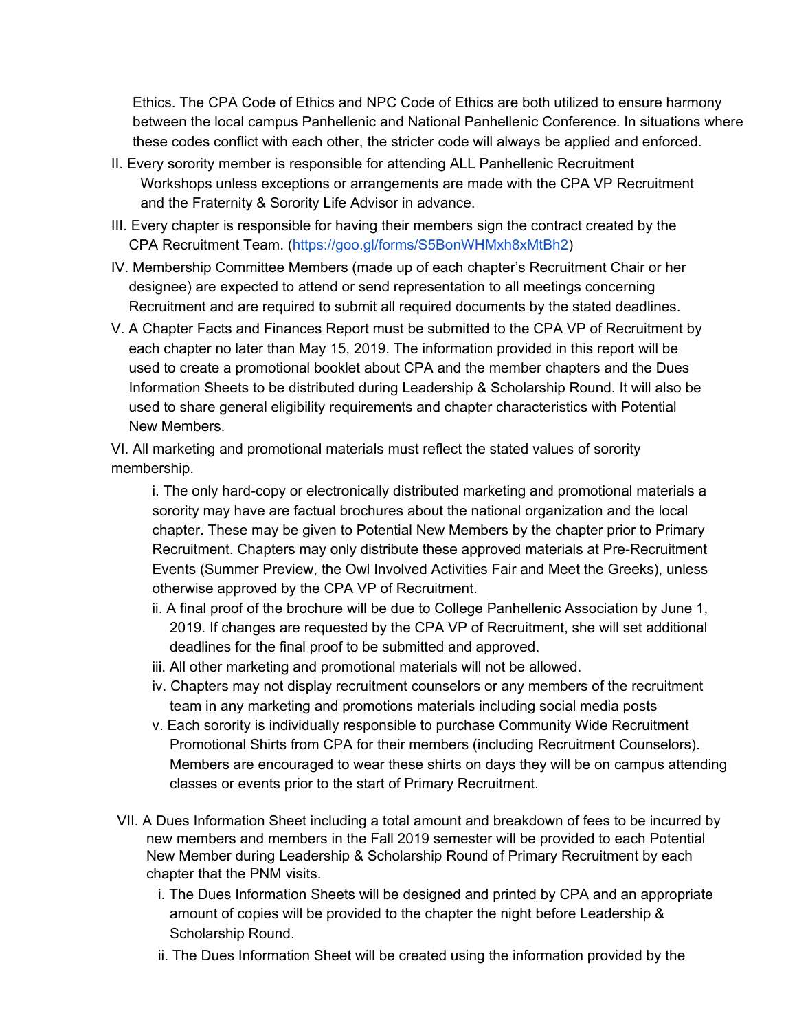Ethics. The CPA Code of Ethics and NPC Code of Ethics are both utilized to ensure harmony between the local campus Panhellenic and National Panhellenic Conference. In situations where these codes conflict with each other, the stricter code will always be applied and enforced.

II. Every sorority member is responsible for attending ALL Panhellenic Recruitment Workshops unless exceptions or arrangements are made with the CPA VP Recruitment and the Fraternity & Sorority Life Advisor in advance.

III. Every chapter is responsible for having their members sign the contract created by the CPA Recruitment Team. (https://goo.gl/forms/S5BonWHMxh8xMtBh2)

IV. Membership Committee Members (made up of each chapter's Recruitment Chair or her designee) are expected to attend or send representation to all meetings concerning Recruitment and are required to submit all required documents by the stated deadlines.

V. A Chapter Facts and Finances Report must be submitted to the CPA VP of Recruitment by each chapter no later than May 15, 2019. The information provided in this report will be used to create a promotional booklet about CPA and the member chapters and the Dues Information Sheets to be distributed during Leadership & Scholarship Round. It will also be used to share general eligibility requirements and chapter characteristics with Potential New Members.

VI. All marketing and promotional materials must reflect the stated values of sorority membership.

i. The only hard-copy or electronically distributed marketing and promotional materials a sorority may have are factual brochures about the national organization and the local chapter. These may be given to Potential New Members by the chapter prior to Primary Recruitment. Chapters may only distribute these approved materials at Pre-Recruitment Events (Summer Preview, the Owl Involved Activities Fair and Meet the Greeks), unless otherwise approved by the CPA VP of Recruitment.

ii. A final proof of the brochure will be due to College Panhellenic Association by June 1, 2019. If changes are requested by the CPA VP of Recruitment, she will set additional deadlines for the final proof to be submitted and approved.

iii. All other marketing and promotional materials will not be allowed.

iv. Chapters may not display recruitment counselors or any members of the recruitment team in any marketing and promotions materials including social media posts

v. Each sorority is individually responsible to purchase Community Wide Recruitment Promotional Shirts from CPA for their members (including Recruitment Counselors). Members are encouraged to wear these shirts on days they will be on campus attending classes or events prior to the start of Primary Recruitment.

VII. A Dues Information Sheet including a total amount and breakdown of fees to be incurred by new members and members in the Fall 2019 semester will be provided to each Potential New Member during Leadership & Scholarship Round of Primary Recruitment by each chapter that the PNM visits.

i. The Dues Information Sheets will be designed and printed by CPA and an appropriate amount of copies will be provided to the chapter the night before Leadership & Scholarship Round.

ii. The Dues Information Sheet will be created using the information provided by the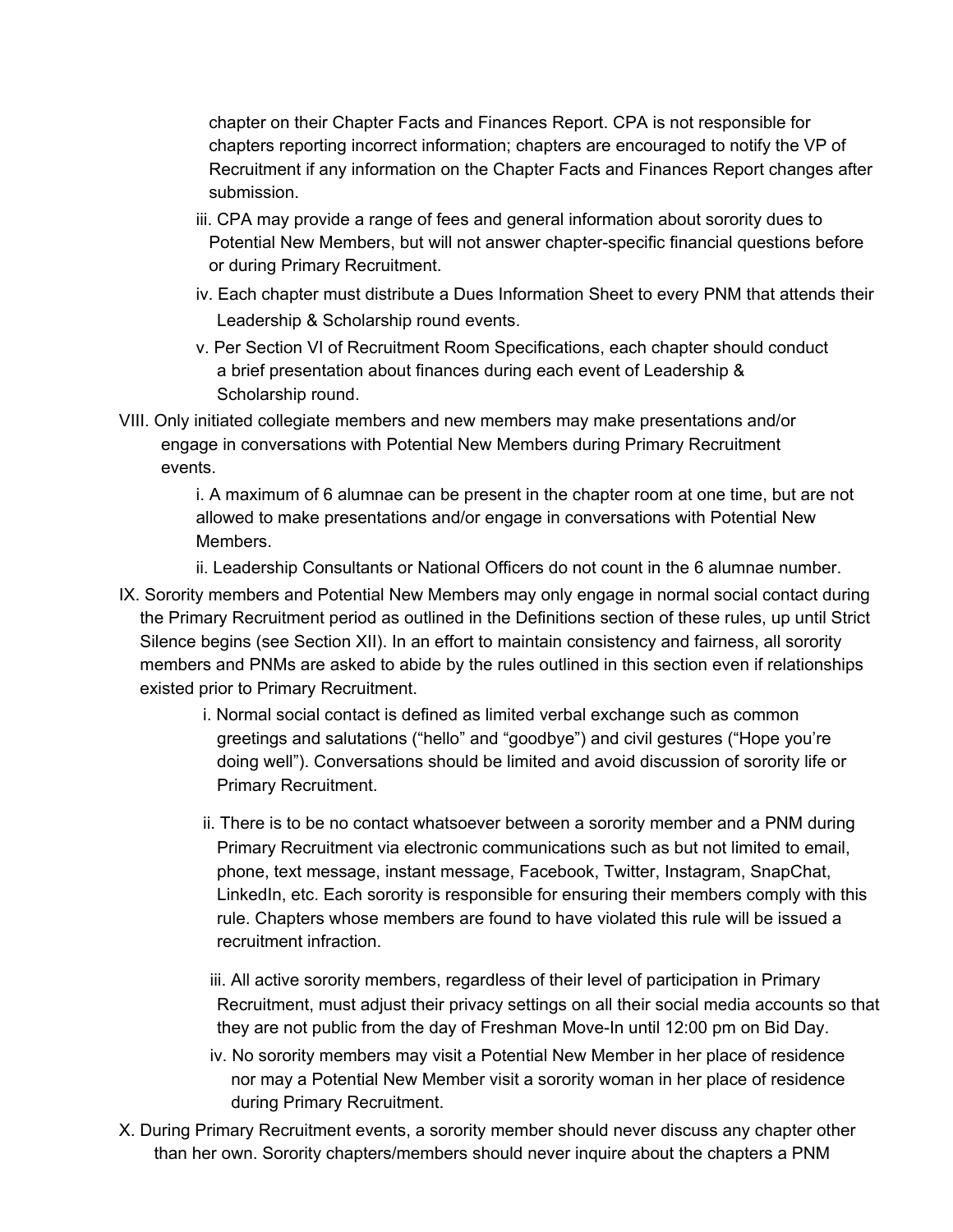chapter on their Chapter Facts and Finances Report. CPA is not responsible for chapters reporting incorrect information; chapters are encouraged to notify the VP of Recruitment if any information on the Chapter Facts and Finances Report changes after submission.

iii. CPA may provide a range of fees and general information about sorority dues to Potential New Members, but will not answer chapter-specific financial questions before or during Primary Recruitment.

iv. Each chapter must distribute a Dues Information Sheet to every PNM that attends their Leadership & Scholarship round events.

v. Per Section VI of Recruitment Room Specifications, each chapter should conduct a brief presentation about finances during each event of Leadership & Scholarship round.

VIII. Only initiated collegiate members and new members may make presentations and/or engage in conversations with Potential New Members during Primary Recruitment events.

i. A maximum of 6 alumnae can be present in the chapter room at one time, but are not allowed to make presentations and/or engage in conversations with Potential New Members.

ii. Leadership Consultants or National Officers do not count in the 6 alumnae number.

IX. Sorority members and Potential New Members may only engage in normal social contact during the Primary Recruitment period as outlined in the Definitions section of these rules, up until Strict Silence begins (see Section XII). In an effort to maintain consistency and fairness, all sorority members and PNMs are asked to abide by the rules outlined in this section even if relationships existed prior to Primary Recruitment.

i. Normal social contact is defined as limited verbal exchange such as common greetings and salutations ("hello" and "goodbye") and civil gestures ("Hope you're doing well"). Conversations should be limited and avoid discussion of sorority life or Primary Recruitment.

ii. There is to be no contact whatsoever between a sorority member and a PNM during Primary Recruitment via electronic communications such as but not limited to email, phone, text message, instant message, Facebook, Twitter, Instagram, SnapChat, LinkedIn, etc. Each sorority is responsible for ensuring their members comply with this rule. Chapters whose members are found to have violated this rule will be issued a recruitment infraction.

iii. All active sorority members, regardless of their level of participation in Primary Recruitment, must adjust their privacy settings on all their social media accounts so that they are not public from the day of Freshman Move-In until 12:00 pm on Bid Day.

iv. No sorority members may visit a Potential New Member in her place of residence nor may a Potential New Member visit a sorority woman in her place of residence during Primary Recruitment.

X. During Primary Recruitment events, a sorority member should never discuss any chapter other than her own. Sorority chapters/members should never inquire about the chapters a PNM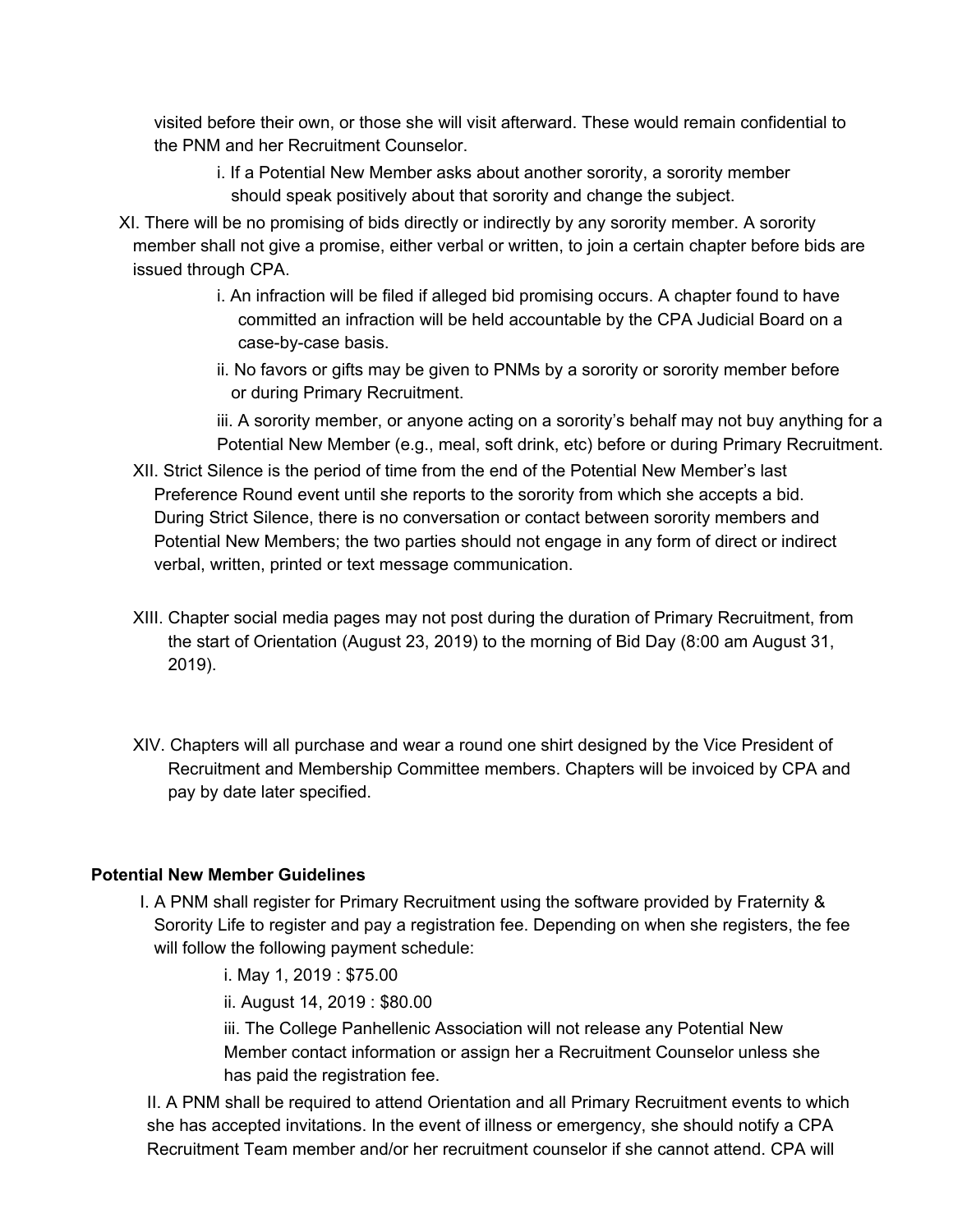visited before their own, or those she will visit afterward. These would remain confidential to the PNM and her Recruitment Counselor.

  i. If a Potential New Member asks about another sorority, a sorority member should speak positively about that sorority and change the subject.

XI. There will be no promising of bids directly or indirectly by any sorority member. A sorority member shall not give a promise, either verbal or written, to join a certain chapter before bids are issued through CPA.

  i. An infraction will be filed if alleged bid promising occurs. A chapter found to have committed an infraction will be held accountable by the CPA Judicial Board on a case-by-case basis.

  ii. No favors or gifts may be given to PNMs by a sorority or sorority member before or during Primary Recruitment.

  iii. A sorority member, or anyone acting on a sorority's behalf may not buy anything for a Potential New Member (e.g., meal, soft drink, etc) before or during Primary Recruitment.

XII. Strict Silence is the period of time from the end of the Potential New Member's last Preference Round event until she reports to the sorority from which she accepts a bid. During Strict Silence, there is no conversation or contact between sorority members and Potential New Members; the two parties should not engage in any form of direct or indirect verbal, written, printed or text message communication.

XIII. Chapter social media pages may not post during the duration of Primary Recruitment, from the start of Orientation (August 23, 2019) to the morning of Bid Day (8:00 am August 31, 2019).

XIV. Chapters will all purchase and wear a round one shirt designed by the Vice President of Recruitment and Membership Committee members. Chapters will be invoiced by CPA and pay by date later specified.

**Potential New Member Guidelines**

I. A PNM shall register for Primary Recruitment using the software provided by Fraternity & Sorority Life to register and pay a registration fee. Depending on when she registers, the fee will follow the following payment schedule:

  i. May 1, 2019 : $75.00

  ii. August 14, 2019 : $80.00

  iii. The College Panhellenic Association will not release any Potential New Member contact information or assign her a Recruitment Counselor unless she has paid the registration fee.

II. A PNM shall be required to attend Orientation and all Primary Recruitment events to which she has accepted invitations. In the event of illness or emergency, she should notify a CPA Recruitment Team member and/or her recruitment counselor if she cannot attend. CPA will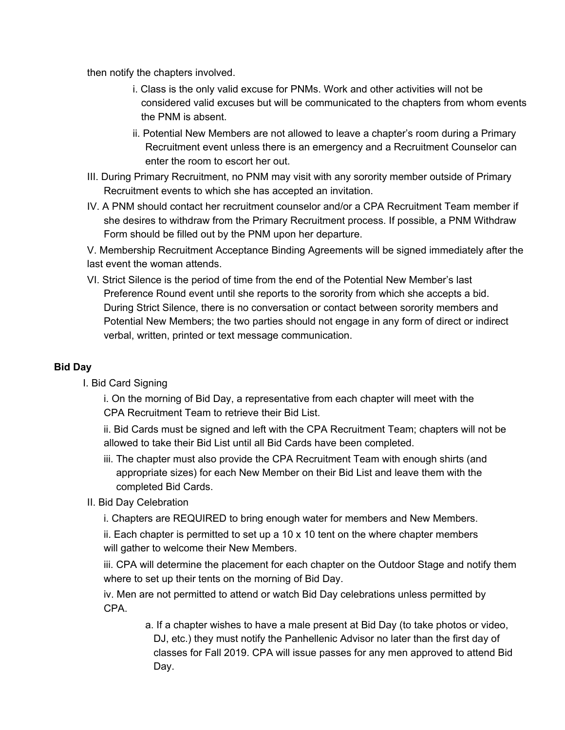then notify the chapters involved.

i. Class is the only valid excuse for PNMs. Work and other activities will not be considered valid excuses but will be communicated to the chapters from whom events the PNM is absent.

ii. Potential New Members are not allowed to leave a chapter's room during a Primary Recruitment event unless there is an emergency and a Recruitment Counselor can enter the room to escort her out.

III. During Primary Recruitment, no PNM may visit with any sorority member outside of Primary Recruitment events to which she has accepted an invitation.

IV. A PNM should contact her recruitment counselor and/or a CPA Recruitment Team member if she desires to withdraw from the Primary Recruitment process. If possible, a PNM Withdraw Form should be filled out by the PNM upon her departure.

V. Membership Recruitment Acceptance Binding Agreements will be signed immediately after the last event the woman attends.

VI. Strict Silence is the period of time from the end of the Potential New Member's last Preference Round event until she reports to the sorority from which she accepts a bid. During Strict Silence, there is no conversation or contact between sorority members and Potential New Members; the two parties should not engage in any form of direct or indirect verbal, written, printed or text message communication.

**Bid Day**

I. Bid Card Signing

i. On the morning of Bid Day, a representative from each chapter will meet with the CPA Recruitment Team to retrieve their Bid List.

ii. Bid Cards must be signed and left with the CPA Recruitment Team; chapters will not be allowed to take their Bid List until all Bid Cards have been completed.

iii. The chapter must also provide the CPA Recruitment Team with enough shirts (and appropriate sizes) for each New Member on their Bid List and leave them with the completed Bid Cards.

II. Bid Day Celebration

i. Chapters are REQUIRED to bring enough water for members and New Members.

ii. Each chapter is permitted to set up a 10 x 10 tent on the where chapter members will gather to welcome their New Members.

iii. CPA will determine the placement for each chapter on the Outdoor Stage and notify them where to set up their tents on the morning of Bid Day.

iv. Men are not permitted to attend or watch Bid Day celebrations unless permitted by CPA.

a. If a chapter wishes to have a male present at Bid Day (to take photos or video, DJ, etc.) they must notify the Panhellenic Advisor no later than the first day of classes for Fall 2019. CPA will issue passes for any men approved to attend Bid Day.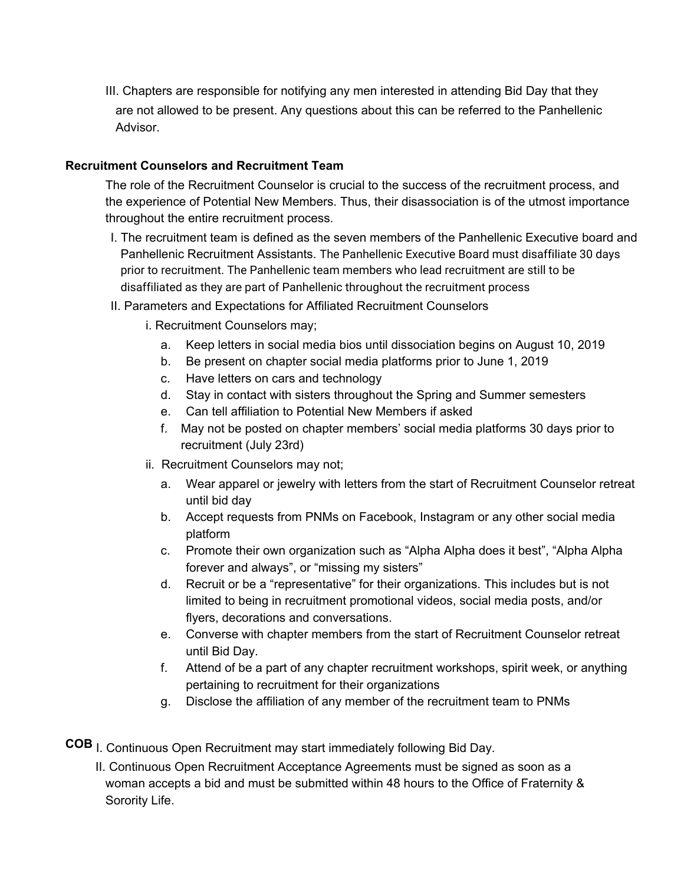III. Chapters are responsible for notifying any men interested in attending Bid Day that they are not allowed to be present. Any questions about this can be referred to the Panhellenic Advisor.

**Recruitment Counselors and Recruitment Team**

The role of the Recruitment Counselor is crucial to the success of the recruitment process, and the experience of Potential New Members. Thus, their disassociation is of the utmost importance throughout the entire recruitment process.

I. The recruitment team is defined as the seven members of the Panhellenic Executive board and Panhellenic Recruitment Assistants. The Panhellenic Executive Board must disaffiliate 30 days prior to recruitment. The Panhellenic team members who lead recruitment are still to be disaffiliated as they are part of Panhellenic throughout the recruitment process

II. Parameters and Expectations for Affiliated Recruitment Counselors

i. Recruitment Counselors may;

a. Keep letters in social media bios until dissociation begins on August 10, 2019
b. Be present on chapter social media platforms prior to June 1, 2019
c. Have letters on cars and technology
d. Stay in contact with sisters throughout the Spring and Summer semesters
e. Can tell affiliation to Potential New Members if asked
f. May not be posted on chapter members' social media platforms 30 days prior to recruitment (July 23rd)

ii. Recruitment Counselors may not;

a. Wear apparel or jewelry with letters from the start of Recruitment Counselor retreat until bid day
b. Accept requests from PNMs on Facebook, Instagram or any other social media platform
c. Promote their own organization such as "Alpha Alpha does it best", "Alpha Alpha forever and always", or "missing my sisters"
d. Recruit or be a "representative" for their organizations. This includes but is not limited to being in recruitment promotional videos, social media posts, and/or flyers, decorations and conversations.
e. Converse with chapter members from the start of Recruitment Counselor retreat until Bid Day.
f. Attend of be a part of any chapter recruitment workshops, spirit week, or anything pertaining to recruitment for their organizations
g. Disclose the affiliation of any member of the recruitment team to PNMs

**COB**

I. Continuous Open Recruitment may start immediately following Bid Day.

II. Continuous Open Recruitment Acceptance Agreements must be signed as soon as a woman accepts a bid and must be submitted within 48 hours to the Office of Fraternity & Sorority Life.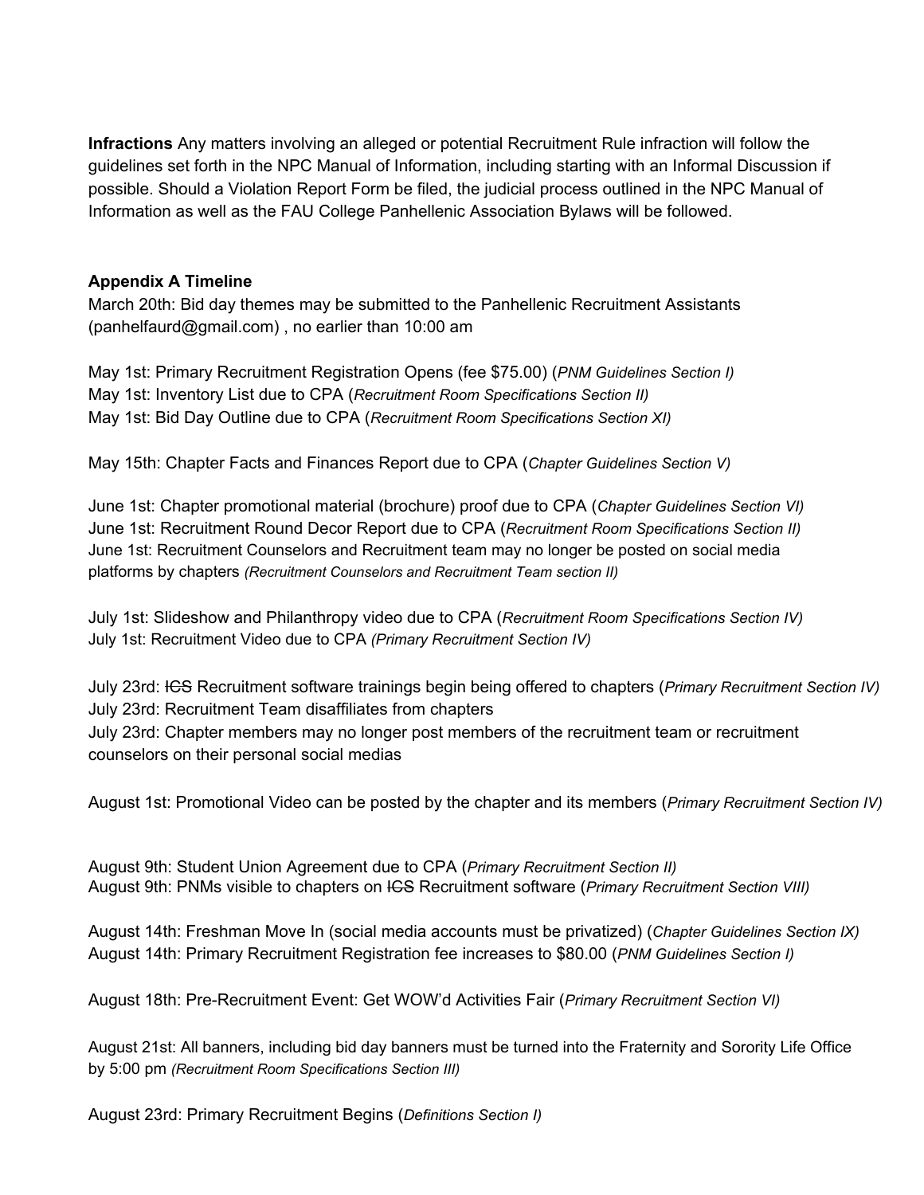**Infractions** Any matters involving an alleged or potential Recruitment Rule infraction will follow the guidelines set forth in the NPC Manual of Information, including starting with an Informal Discussion if possible. Should a Violation Report Form be filed, the judicial process outlined in the NPC Manual of Information as well as the FAU College Panhellenic Association Bylaws will be followed.

**Appendix A Timeline**

March 20th: Bid day themes may be submitted to the Panhellenic Recruitment Assistants (panhelfaurd@gmail.com) , no earlier than 10:00 am

May 1st: Primary Recruitment Registration Opens (fee $75.00) (*PNM Guidelines Section I)*
May 1st: Inventory List due to CPA (*Recruitment Room Specifications Section II)*
May 1st: Bid Day Outline due to CPA (*Recruitment Room Specifications Section XI)*

May 15th: Chapter Facts and Finances Report due to CPA (*Chapter Guidelines Section V)*

June 1st: Chapter promotional material (brochure) proof due to CPA (*Chapter Guidelines Section VI)*
June 1st: Recruitment Round Decor Report due to CPA (*Recruitment Room Specifications Section II)*
June 1st: Recruitment Counselors and Recruitment team may no longer be posted on social media platforms by chapters *(Recruitment Counselors and Recruitment Team section II)*

July 1st: Slideshow and Philanthropy video due to CPA (*Recruitment Room Specifications Section IV)*
July 1st: Recruitment Video due to CPA *(Primary Recruitment Section IV)*

July 23rd: ~~ICS~~ Recruitment software trainings begin being offered to chapters (*Primary Recruitment Section IV)*
July 23rd: Recruitment Team disaffiliates from chapters
July 23rd: Chapter members may no longer post members of the recruitment team or recruitment counselors on their personal social medias

August 1st: Promotional Video can be posted by the chapter and its members (*Primary Recruitment Section IV)*

August 9th: Student Union Agreement due to CPA (*Primary Recruitment Section II)*
August 9th: PNMs visible to chapters on ~~ICS~~ Recruitment software (*Primary Recruitment Section VIII)*

August 14th: Freshman Move In (social media accounts must be privatized) (*Chapter Guidelines Section IX)*
August 14th: Primary Recruitment Registration fee increases to $80.00 (*PNM Guidelines Section I)*

August 18th: Pre-Recruitment Event: Get WOW'd Activities Fair (*Primary Recruitment Section VI)*

August 21st: All banners, including bid day banners must be turned into the Fraternity and Sorority Life Office by 5:00 pm *(Recruitment Room Specifications Section III)*

August 23rd: Primary Recruitment Begins (*Definitions Section I)*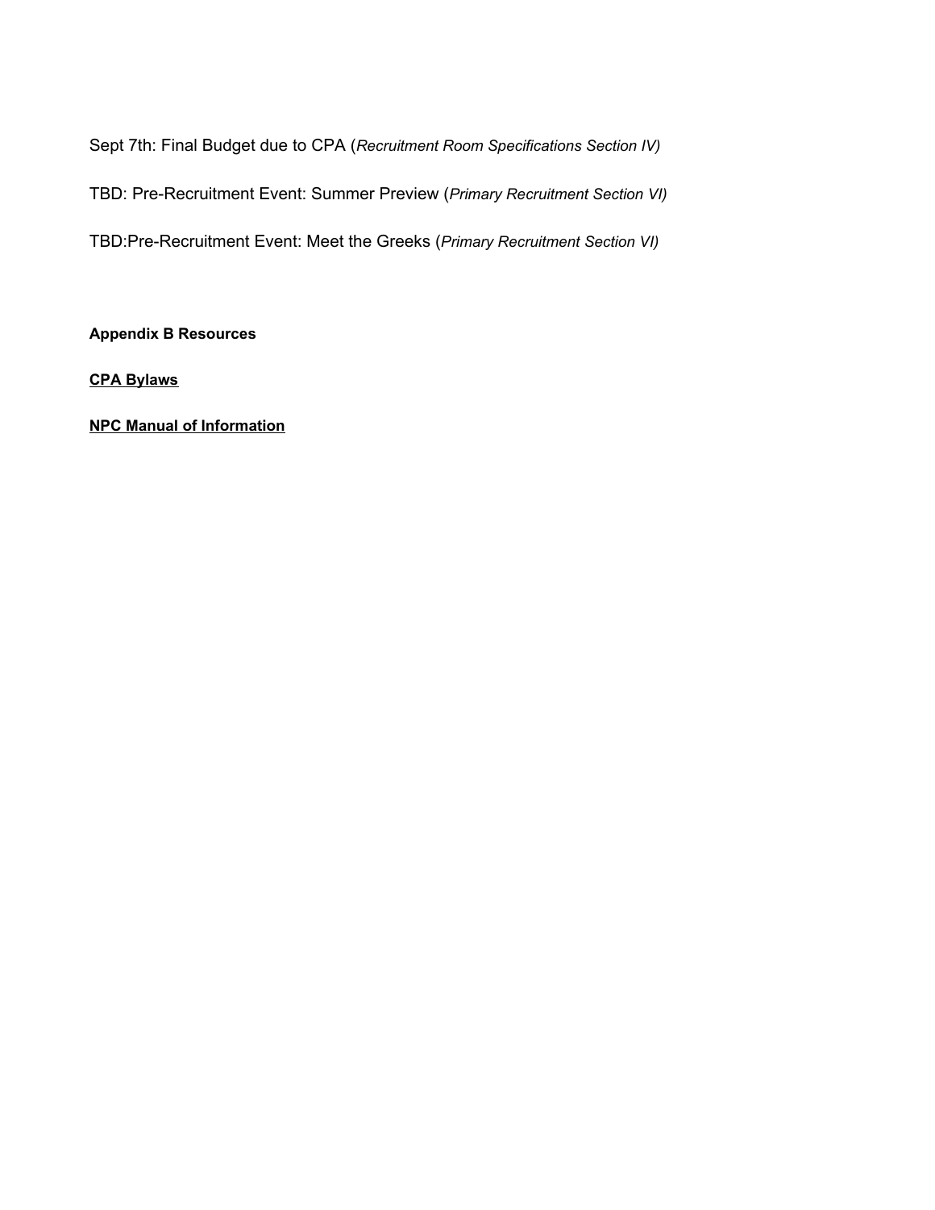Sept 7th: Final Budget due to CPA (*Recruitment Room Specifications Section IV)*

TBD: Pre-Recruitment Event: Summer Preview (*Primary Recruitment Section VI)*

TBD:Pre-Recruitment Event: Meet the Greeks (*Primary Recruitment Section VI)*

**Appendix B Resources**

**CPA Bylaws**

**NPC Manual of Information**